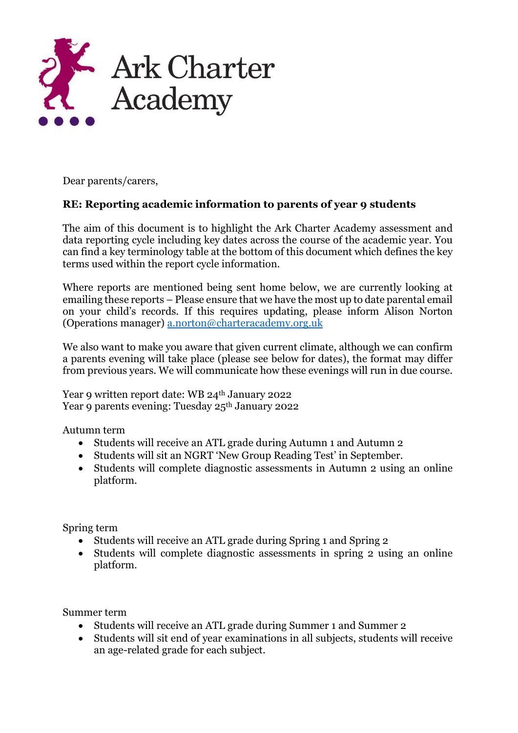Ark Charter Academy

Dear parents/carers,

**RE: Reporting academic information to parents of year 9 students**

The aim of this document is to highlight the Ark Charter Academy assessment and data reporting cycle including key dates across the course of the academic year. You can find a key terminology table at the bottom of this document which defines the key terms used within the report cycle information.

Where reports are mentioned being sent home below, we are currently looking at emailing these reports – Please ensure that we have the most up to date parental email on your child's records. If this requires updating, please inform Alison Norton (Operations manager) [a.norton@charteracademy.org.uk](mailto:a.norton@charteracademy.org.uk)

We also want to make you aware that given current climate, although we can confirm a parents evening will take place (please see below for dates), the format may differ from previous years. We will communicate how these evenings will run in due course.

Year 9 written report date: WB 24th January 2022
Year 9 parents evening: Tuesday 25th January 2022

Autumn term

- Students will receive an ATL grade during Autumn 1 and Autumn 2
- Students will sit an NGRT 'New Group Reading Test' in September.
- Students will complete diagnostic assessments in Autumn 2 using an online platform.

Spring term

- Students will receive an ATL grade during Spring 1 and Spring 2
- Students will complete diagnostic assessments in spring 2 using an online platform.

Summer term

- Students will receive an ATL grade during Summer 1 and Summer 2
- Students will sit end of year examinations in all subjects, students will receive an age-related grade for each subject.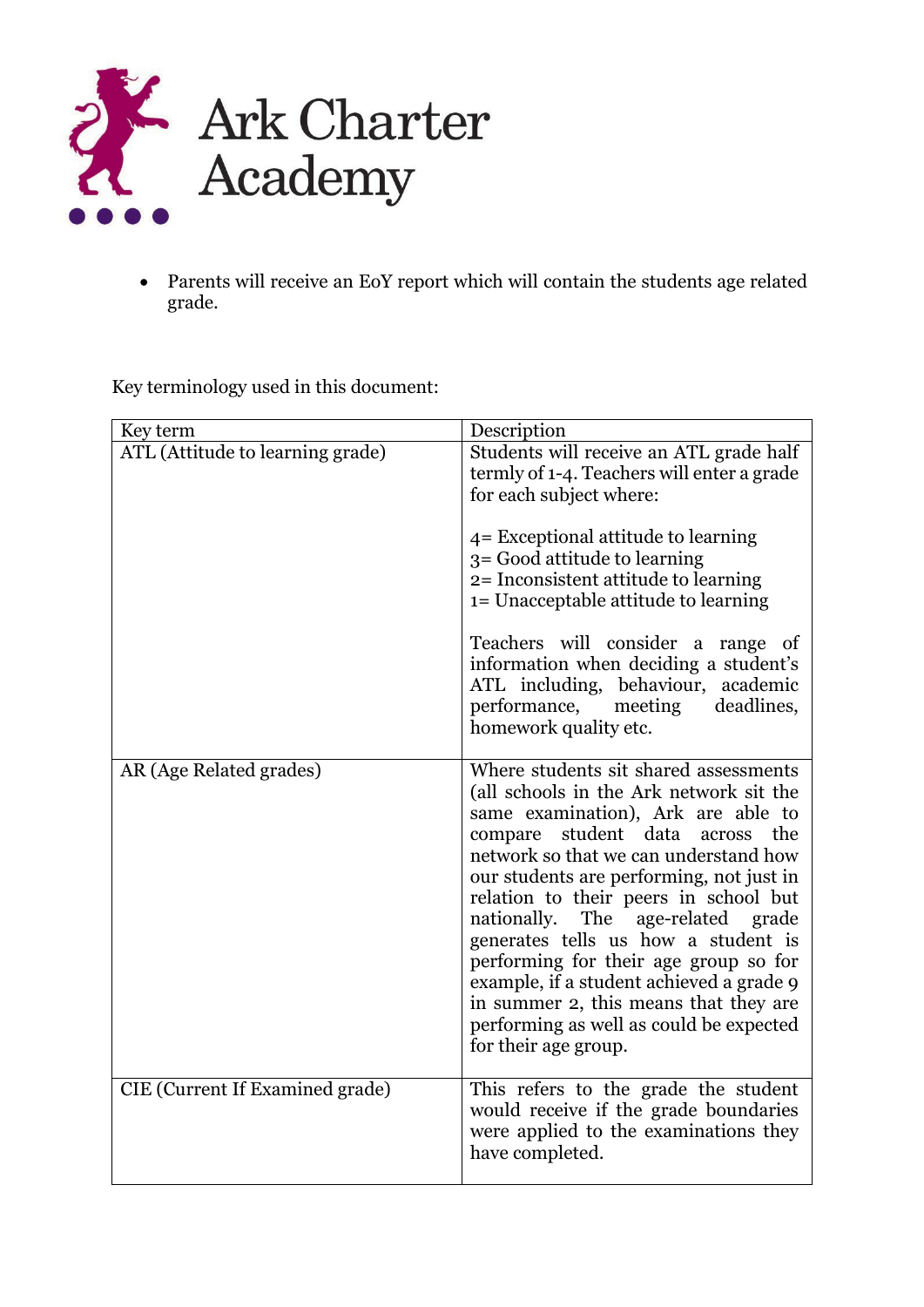- Parents will receive an EoY report which will contain the students age related grade.

Key terminology used in this document:

| Key term | Description |
|---|---|
| ATL (Attitude to learning grade) | Students will receive an ATL grade half termly of 1-4. Teachers will enter a grade for each subject where:<br><br>4= Exceptional attitude to learning<br>3= Good attitude to learning<br>2= Inconsistent attitude to learning<br>1= Unacceptable attitude to learning<br><br>Teachers will consider a range of information when deciding a student's ATL including, behaviour, academic performance, meeting deadlines, homework quality etc. |
| AR (Age Related grades) | Where students sit shared assessments (all schools in the Ark network sit the same examination), Ark are able to compare student data across the network so that we can understand how our students are performing, not just in relation to their peers in school but nationally. The age-related grade generates tells us how a student is performing for their age group so for example, if a student achieved a grade 9 in summer 2, this means that they are performing as well as could be expected for their age group. |
| CIE (Current If Examined grade) | This refers to the grade the student would receive if the grade boundaries were applied to the examinations they have completed. |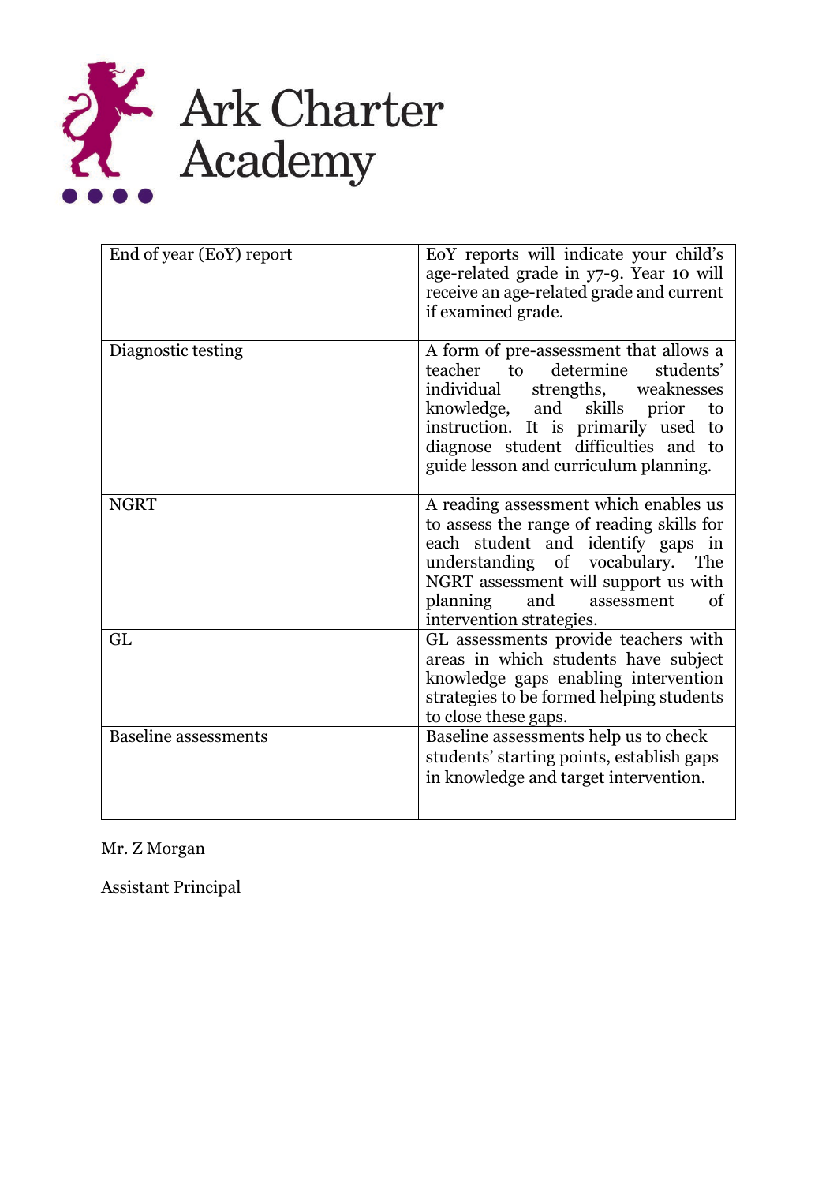Ark Charter Academy

| | |
|---|---|
| End of year (EoY) report | EoY reports will indicate your child's age-related grade in y7-9. Year 10 will receive an age-related grade and current if examined grade. |
| Diagnostic testing | A form of pre-assessment that allows a teacher to determine students' individual strengths, weaknesses knowledge, and skills prior to instruction. It is primarily used to diagnose student difficulties and to guide lesson and curriculum planning. |
| NGRT | A reading assessment which enables us to assess the range of reading skills for each student and identify gaps in understanding of vocabulary. The NGRT assessment will support us with planning and assessment of intervention strategies. |
| GL | GL assessments provide teachers with areas in which students have subject knowledge gaps enabling intervention strategies to be formed helping students to close these gaps. |
| Baseline assessments | Baseline assessments help us to check students' starting points, establish gaps in knowledge and target intervention. |

Mr. Z Morgan

Assistant Principal